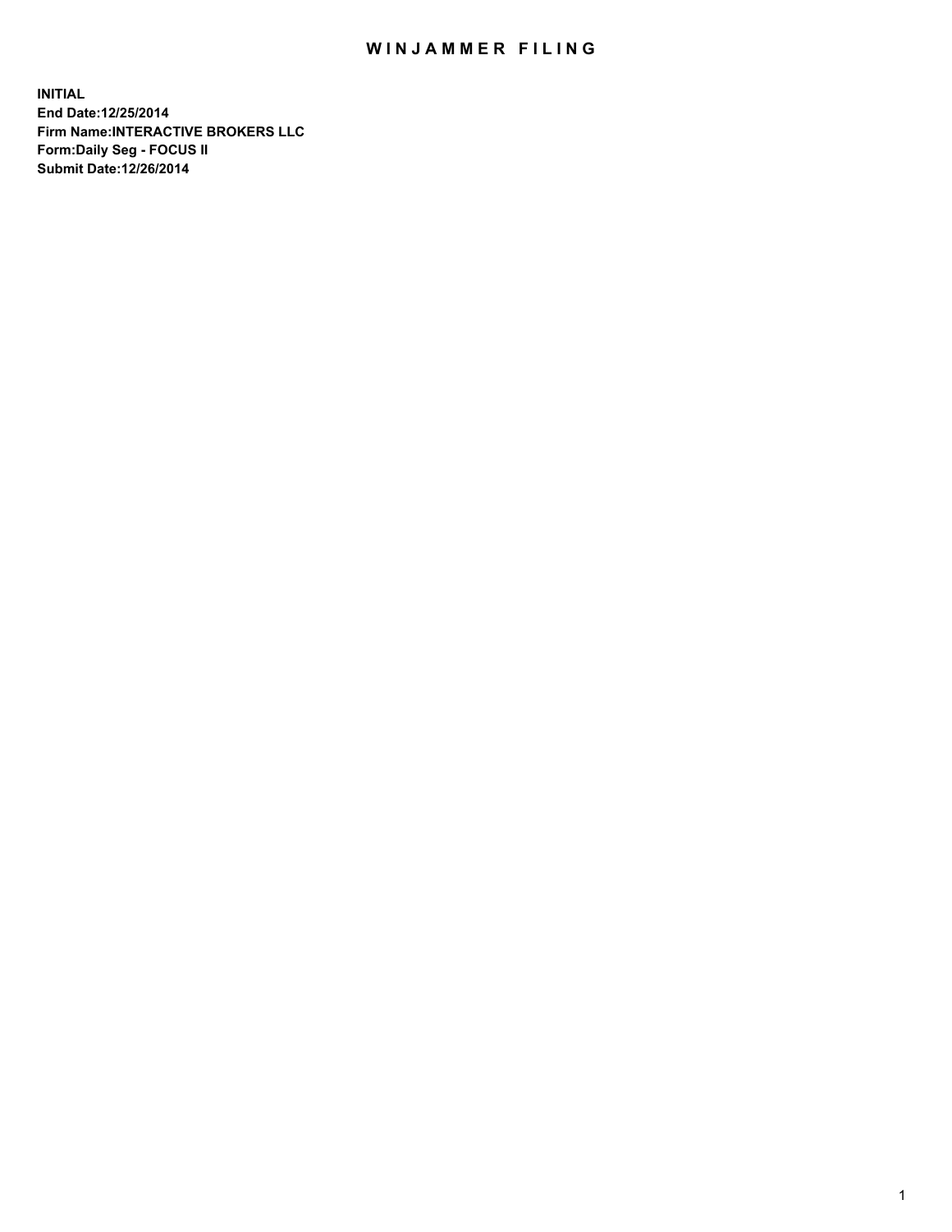# WINJAMMER FILING

**INITIAL**
**End Date:12/25/2014**
**Firm Name:INTERACTIVE BROKERS LLC**
**Form:Daily Seg - FOCUS II**
**Submit Date:12/26/2014**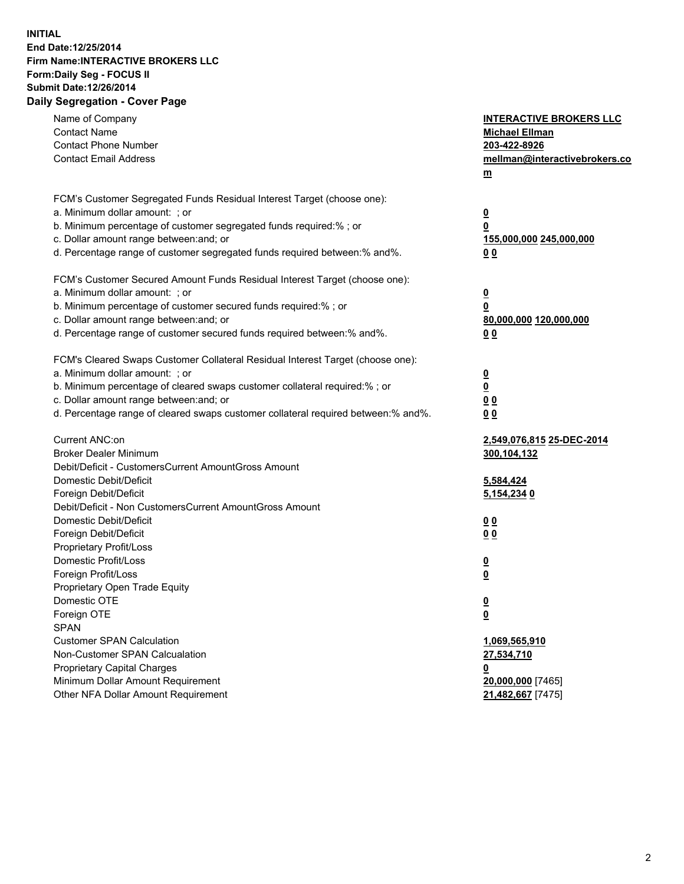**INITIAL**
**End Date:12/25/2014**
**Firm Name:INTERACTIVE BROKERS LLC**
**Form:Daily Seg - FOCUS II**
**Submit Date:12/26/2014**
**Daily Segregation - Cover Page**

| | |
|---|---|
| Name of Company | **INTERACTIVE BROKERS LLC** |
| Contact Name | **Michael Ellman** |
| Contact Phone Number | **203-422-8926** |
| Contact Email Address | **mellman@interactivebrokers.com** |
| | |
| FCM's Customer Segregated Funds Residual Interest Target (choose one): | |
| a. Minimum dollar amount: ; or | **0** |
| b. Minimum percentage of customer segregated funds required:% ; or | **0** |
| c. Dollar amount range between:and; or | **155,000,000** **245,000,000** |
| d. Percentage range of customer segregated funds required between:% and%. | **0** **0** |
| | |
| FCM's Customer Secured Amount Funds Residual Interest Target (choose one): | |
| a. Minimum dollar amount: ; or | **0** |
| b. Minimum percentage of customer secured funds required:% ; or | **0** |
| c. Dollar amount range between:and; or | **80,000,000** **120,000,000** |
| d. Percentage range of customer secured funds required between:% and%. | **0** **0** |
| | |
| FCM's Cleared Swaps Customer Collateral Residual Interest Target (choose one): | |
| a. Minimum dollar amount: ; or | **0** |
| b. Minimum percentage of cleared swaps customer collateral required:% ; or | **0** |
| c. Dollar amount range between:and; or | **0** **0** |
| d. Percentage range of cleared swaps customer collateral required between:% and%. | **0** **0** |
| | |
| Current ANC:on | **2,549,076,815** **25-DEC-2014** |
| Broker Dealer Minimum | **300,104,132** |
| Debit/Deficit - CustomersCurrent AmountGross Amount | |
| Domestic Debit/Deficit | **5,584,424** |
| Foreign Debit/Deficit | **5,154,234** **0** |
| Debit/Deficit - Non CustomersCurrent AmountGross Amount | |
| Domestic Debit/Deficit | **0** **0** |
| Foreign Debit/Deficit | **0** **0** |
| Proprietary Profit/Loss | |
| Domestic Profit/Loss | **0** |
| Foreign Profit/Loss | **0** |
| Proprietary Open Trade Equity | |
| Domestic OTE | **0** |
| Foreign OTE | **0** |
| SPAN | |
| Customer SPAN Calculation | **1,069,565,910** |
| Non-Customer SPAN Calcualation | **27,534,710** |
| Proprietary Capital Charges | **0** |
| Minimum Dollar Amount Requirement | **20,000,000** [7465] |
| Other NFA Dollar Amount Requirement | **21,482,667** [7475] |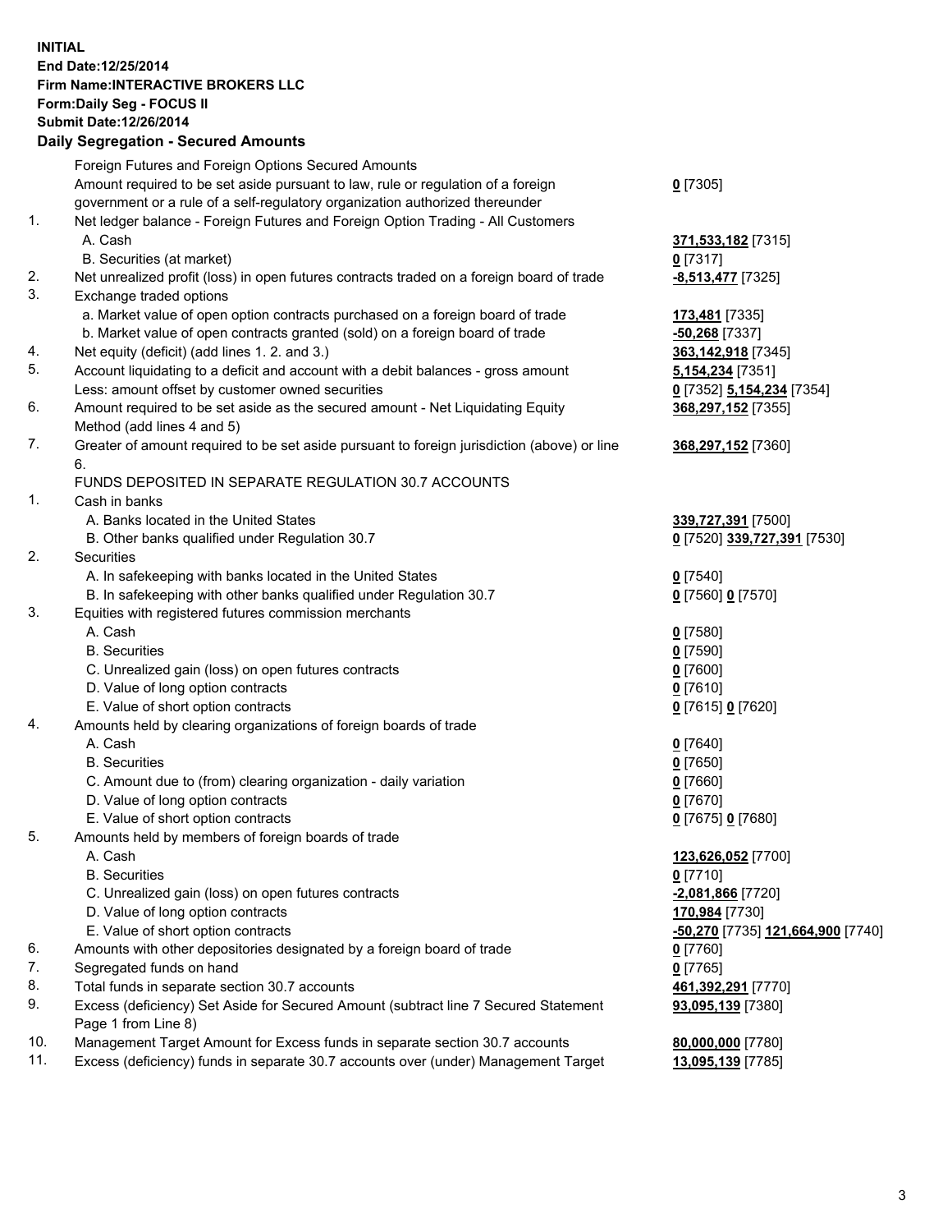**INITIAL**
**End Date:12/25/2014**
**Firm Name:INTERACTIVE BROKERS LLC**
**Form:Daily Seg - FOCUS II**
**Submit Date:12/26/2014**

## Daily Segregation - Secured Amounts

| | | |
|---|---|---|
| | Foreign Futures and Foreign Options Secured Amounts | |
| | Amount required to be set aside pursuant to law, rule or regulation of a foreign government or a rule of a self-regulatory organization authorized thereunder | **0** [7305] |
| 1. | Net ledger balance - Foreign Futures and Foreign Option Trading - All Customers | |
| | A. Cash | **371,533,182** [7315] |
| | B. Securities (at market) | **0** [7317] |
| 2. | Net unrealized profit (loss) in open futures contracts traded on a foreign board of trade | **-8,513,477** [7325] |
| 3. | Exchange traded options | |
| | a. Market value of open option contracts purchased on a foreign board of trade | **173,481** [7335] |
| | b. Market value of open contracts granted (sold) on a foreign board of trade | **-50,268** [7337] |
| 4. | Net equity (deficit) (add lines 1. 2. and 3.) | **363,142,918** [7345] |
| 5. | Account liquidating to a deficit and account with a debit balances - gross amount | **5,154,234** [7351] |
| | Less: amount offset by customer owned securities | **0** [7352] **5,154,234** [7354] |
| 6. | Amount required to be set aside as the secured amount - Net Liquidating Equity Method (add lines 4 and 5) | **368,297,152** [7355] |
| 7. | Greater of amount required to be set aside pursuant to foreign jurisdiction (above) or line 6. | **368,297,152** [7360] |
| | FUNDS DEPOSITED IN SEPARATE REGULATION 30.7 ACCOUNTS | |
| 1. | Cash in banks | |
| | A. Banks located in the United States | **339,727,391** [7500] |
| | B. Other banks qualified under Regulation 30.7 | **0** [7520] **339,727,391** [7530] |
| 2. | Securities | |
| | A. In safekeeping with banks located in the United States | **0** [7540] |
| | B. In safekeeping with other banks qualified under Regulation 30.7 | **0** [7560] **0** [7570] |
| 3. | Equities with registered futures commission merchants | |
| | A. Cash | **0** [7580] |
| | B. Securities | **0** [7590] |
| | C. Unrealized gain (loss) on open futures contracts | **0** [7600] |
| | D. Value of long option contracts | **0** [7610] |
| | E. Value of short option contracts | **0** [7615] **0** [7620] |
| 4. | Amounts held by clearing organizations of foreign boards of trade | |
| | A. Cash | **0** [7640] |
| | B. Securities | **0** [7650] |
| | C. Amount due to (from) clearing organization - daily variation | **0** [7660] |
| | D. Value of long option contracts | **0** [7670] |
| | E. Value of short option contracts | **0** [7675] **0** [7680] |
| 5. | Amounts held by members of foreign boards of trade | |
| | A. Cash | **123,626,052** [7700] |
| | B. Securities | **0** [7710] |
| | C. Unrealized gain (loss) on open futures contracts | **-2,081,866** [7720] |
| | D. Value of long option contracts | **170,984** [7730] |
| | E. Value of short option contracts | **-50,270** [7735] **121,664,900** [7740] |
| 6. | Amounts with other depositories designated by a foreign board of trade | **0** [7760] |
| 7. | Segregated funds on hand | **0** [7765] |
| 8. | Total funds in separate section 30.7 accounts | **461,392,291** [7770] |
| 9. | Excess (deficiency) Set Aside for Secured Amount (subtract line 7 Secured Statement Page 1 from Line 8) | **93,095,139** [7380] |
| 10. | Management Target Amount for Excess funds in separate section 30.7 accounts | **80,000,000** [7780] |
| 11. | Excess (deficiency) funds in separate 30.7 accounts over (under) Management Target | **13,095,139** [7785] |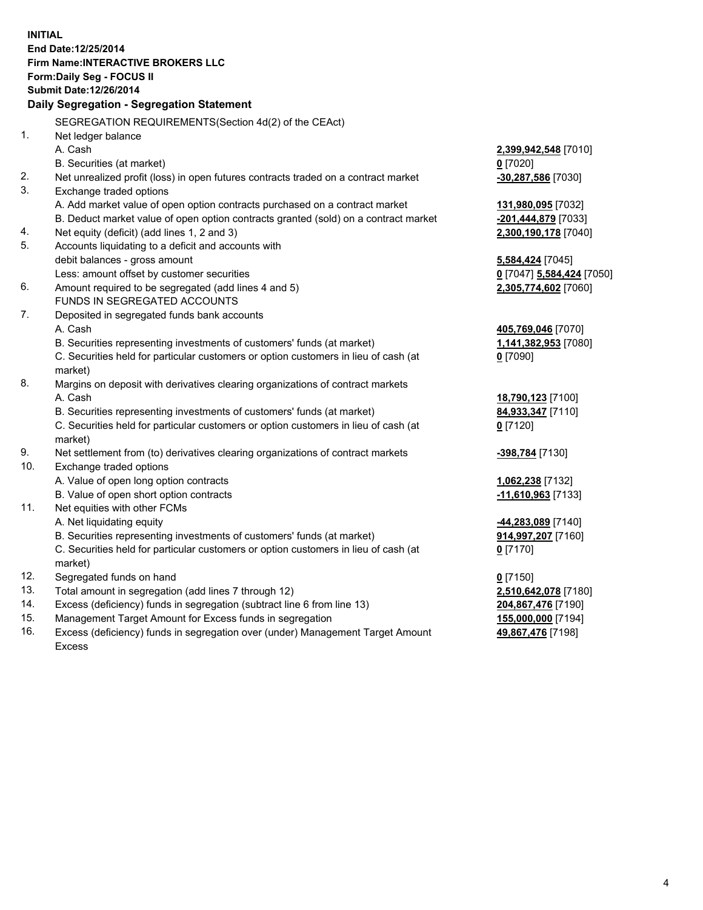**INITIAL**
**End Date:12/25/2014**
**Firm Name:INTERACTIVE BROKERS LLC**
**Form:Daily Seg - FOCUS II**
**Submit Date:12/26/2014**

**Daily Segregation - Segregation Statement**

| | | |
|---|---|---|
| | SEGREGATION REQUIREMENTS(Section 4d(2) of the CEAct) | |
| 1. | Net ledger balance | |
| | A. Cash | **2,399,942,548** [7010] |
| | B. Securities (at market) | **0** [7020] |
| 2. | Net unrealized profit (loss) in open futures contracts traded on a contract market | **-30,287,586** [7030] |
| 3. | Exchange traded options | |
| | A. Add market value of open option contracts purchased on a contract market | **131,980,095** [7032] |
| | B. Deduct market value of open option contracts granted (sold) on a contract market | **-201,444,879** [7033] |
| 4. | Net equity (deficit) (add lines 1, 2 and 3) | **2,300,190,178** [7040] |
| 5. | Accounts liquidating to a deficit and accounts with debit balances - gross amount | **5,584,424** [7045] |
| | Less: amount offset by customer securities | **0** [7047] **5,584,424** [7050] |
| 6. | Amount required to be segregated (add lines 4 and 5) | **2,305,774,602** [7060] |
| | FUNDS IN SEGREGATED ACCOUNTS | |
| 7. | Deposited in segregated funds bank accounts | |
| | A. Cash | **405,769,046** [7070] |
| | B. Securities representing investments of customers' funds (at market) | **1,141,382,953** [7080] |
| | C. Securities held for particular customers or option customers in lieu of cash (at market) | **0** [7090] |
| 8. | Margins on deposit with derivatives clearing organizations of contract markets | |
| | A. Cash | **18,790,123** [7100] |
| | B. Securities representing investments of customers' funds (at market) | **84,933,347** [7110] |
| | C. Securities held for particular customers or option customers in lieu of cash (at market) | **0** [7120] |
| 9. | Net settlement from (to) derivatives clearing organizations of contract markets | **-398,784** [7130] |
| 10. | Exchange traded options | |
| | A. Value of open long option contracts | **1,062,238** [7132] |
| | B. Value of open short option contracts | **-11,610,963** [7133] |
| 11. | Net equities with other FCMs | |
| | A. Net liquidating equity | **-44,283,089** [7140] |
| | B. Securities representing investments of customers' funds (at market) | **914,997,207** [7160] |
| | C. Securities held for particular customers or option customers in lieu of cash (at market) | **0** [7170] |
| 12. | Segregated funds on hand | **0** [7150] |
| 13. | Total amount in segregation (add lines 7 through 12) | **2,510,642,078** [7180] |
| 14. | Excess (deficiency) funds in segregation (subtract line 6 from line 13) | **204,867,476** [7190] |
| 15. | Management Target Amount for Excess funds in segregation | **155,000,000** [7194] |
| 16. | Excess (deficiency) funds in segregation over (under) Management Target Amount Excess | **49,867,476** [7198] |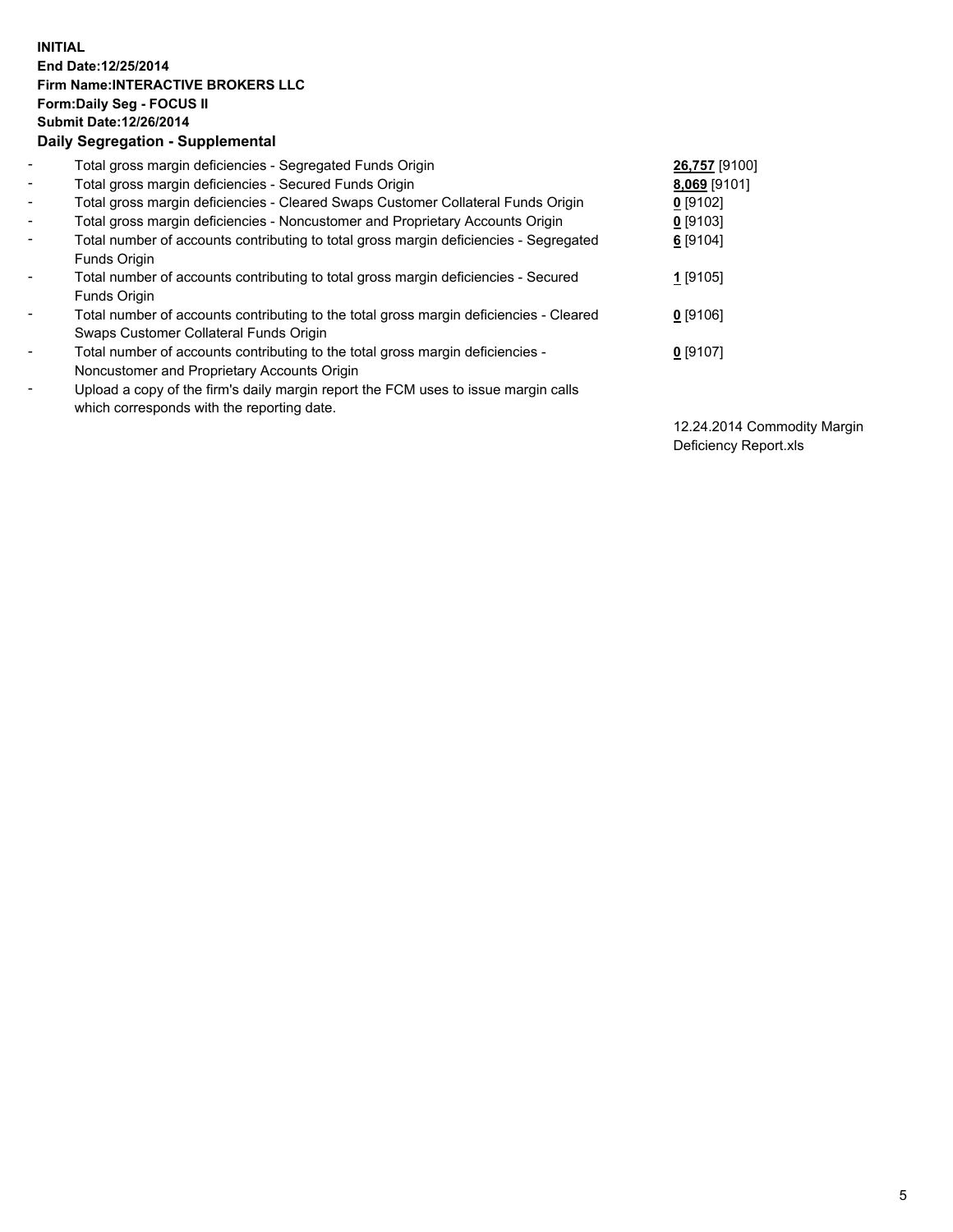**INITIAL**
**End Date:12/25/2014**
**Firm Name:INTERACTIVE BROKERS LLC**
**Form:Daily Seg - FOCUS II**
**Submit Date:12/26/2014**
**Daily Segregation - Supplemental**

| | | |
|---|---|---|
| - | Total gross margin deficiencies - Segregated Funds Origin | **26,757** [9100] |
| - | Total gross margin deficiencies - Secured Funds Origin | **8,069** [9101] |
| - | Total gross margin deficiencies - Cleared Swaps Customer Collateral Funds Origin | **0** [9102] |
| - | Total gross margin deficiencies - Noncustomer and Proprietary Accounts Origin | **0** [9103] |
| - | Total number of accounts contributing to total gross margin deficiencies - Segregated Funds Origin | **6** [9104] |
| - | Total number of accounts contributing to total gross margin deficiencies - Secured Funds Origin | **1** [9105] |
| - | Total number of accounts contributing to the total gross margin deficiencies - Cleared Swaps Customer Collateral Funds Origin | **0** [9106] |
| - | Total number of accounts contributing to the total gross margin deficiencies - Noncustomer and Proprietary Accounts Origin | **0** [9107] |
| - | Upload a copy of the firm's daily margin report the FCM uses to issue margin calls which corresponds with the reporting date. | 12.24.2014 Commodity Margin Deficiency Report.xls |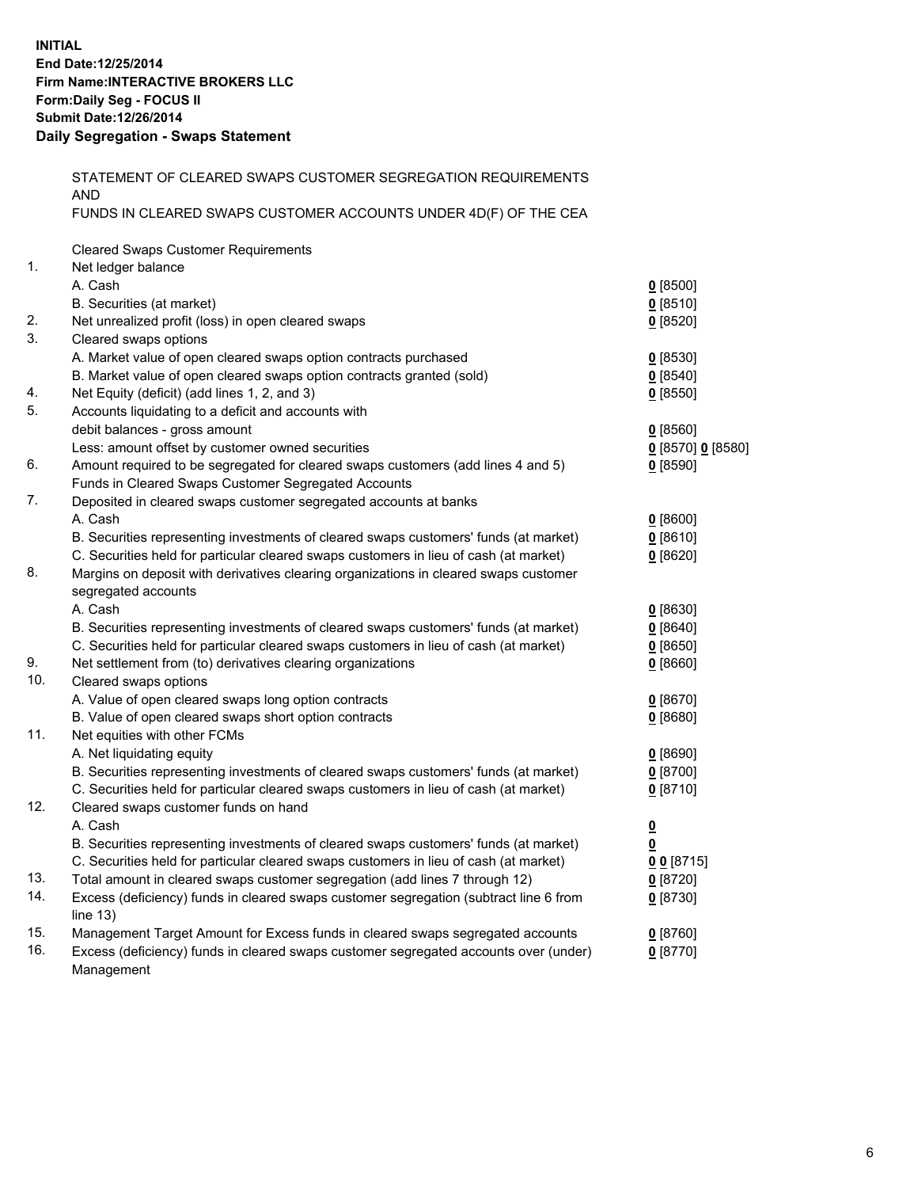**INITIAL**
**End Date:12/25/2014**
**Firm Name:INTERACTIVE BROKERS LLC**
**Form:Daily Seg - FOCUS II**
**Submit Date:12/26/2014**
**Daily Segregation - Swaps Statement**

STATEMENT OF CLEARED SWAPS CUSTOMER SEGREGATION REQUIREMENTS
AND
FUNDS IN CLEARED SWAPS CUSTOMER ACCOUNTS UNDER 4D(F) OF THE CEA

| | | |
|---|---|---|
| | Cleared Swaps Customer Requirements | |
| 1. | Net ledger balance | |
| | A. Cash | 0 [8500] |
| | B. Securities (at market) | 0 [8510] |
| 2. | Net unrealized profit (loss) in open cleared swaps | 0 [8520] |
| 3. | Cleared swaps options | |
| | A. Market value of open cleared swaps option contracts purchased | 0 [8530] |
| | B. Market value of open cleared swaps option contracts granted (sold) | 0 [8540] |
| 4. | Net Equity (deficit) (add lines 1, 2, and 3) | 0 [8550] |
| 5. | Accounts liquidating to a deficit and accounts with | |
| | debit balances - gross amount | 0 [8560] |
| | Less: amount offset by customer owned securities | 0 [8570] 0 [8580] |
| 6. | Amount required to be segregated for cleared swaps customers (add lines 4 and 5) | 0 [8590] |
| | Funds in Cleared Swaps Customer Segregated Accounts | |
| 7. | Deposited in cleared swaps customer segregated accounts at banks | |
| | A. Cash | 0 [8600] |
| | B. Securities representing investments of cleared swaps customers' funds (at market) | 0 [8610] |
| | C. Securities held for particular cleared swaps customers in lieu of cash (at market) | 0 [8620] |
| 8. | Margins on deposit with derivatives clearing organizations in cleared swaps customer segregated accounts | |
| | A. Cash | 0 [8630] |
| | B. Securities representing investments of cleared swaps customers' funds (at market) | 0 [8640] |
| | C. Securities held for particular cleared swaps customers in lieu of cash (at market) | 0 [8650] |
| 9. | Net settlement from (to) derivatives clearing organizations | 0 [8660] |
| 10. | Cleared swaps options | |
| | A. Value of open cleared swaps long option contracts | 0 [8670] |
| | B. Value of open cleared swaps short option contracts | 0 [8680] |
| 11. | Net equities with other FCMs | |
| | A. Net liquidating equity | 0 [8690] |
| | B. Securities representing investments of cleared swaps customers' funds (at market) | 0 [8700] |
| | C. Securities held for particular cleared swaps customers in lieu of cash (at market) | 0 [8710] |
| 12. | Cleared swaps customer funds on hand | |
| | A. Cash | 0 |
| | B. Securities representing investments of cleared swaps customers' funds (at market) | 0 |
| | C. Securities held for particular cleared swaps customers in lieu of cash (at market) | 0 0 [8715] |
| 13. | Total amount in cleared swaps customer segregation (add lines 7 through 12) | 0 [8720] |
| 14. | Excess (deficiency) funds in cleared swaps customer segregation (subtract line 6 from line 13) | 0 [8730] |
| 15. | Management Target Amount for Excess funds in cleared swaps segregated accounts | 0 [8760] |
| 16. | Excess (deficiency) funds in cleared swaps customer segregated accounts over (under) Management | 0 [8770] |